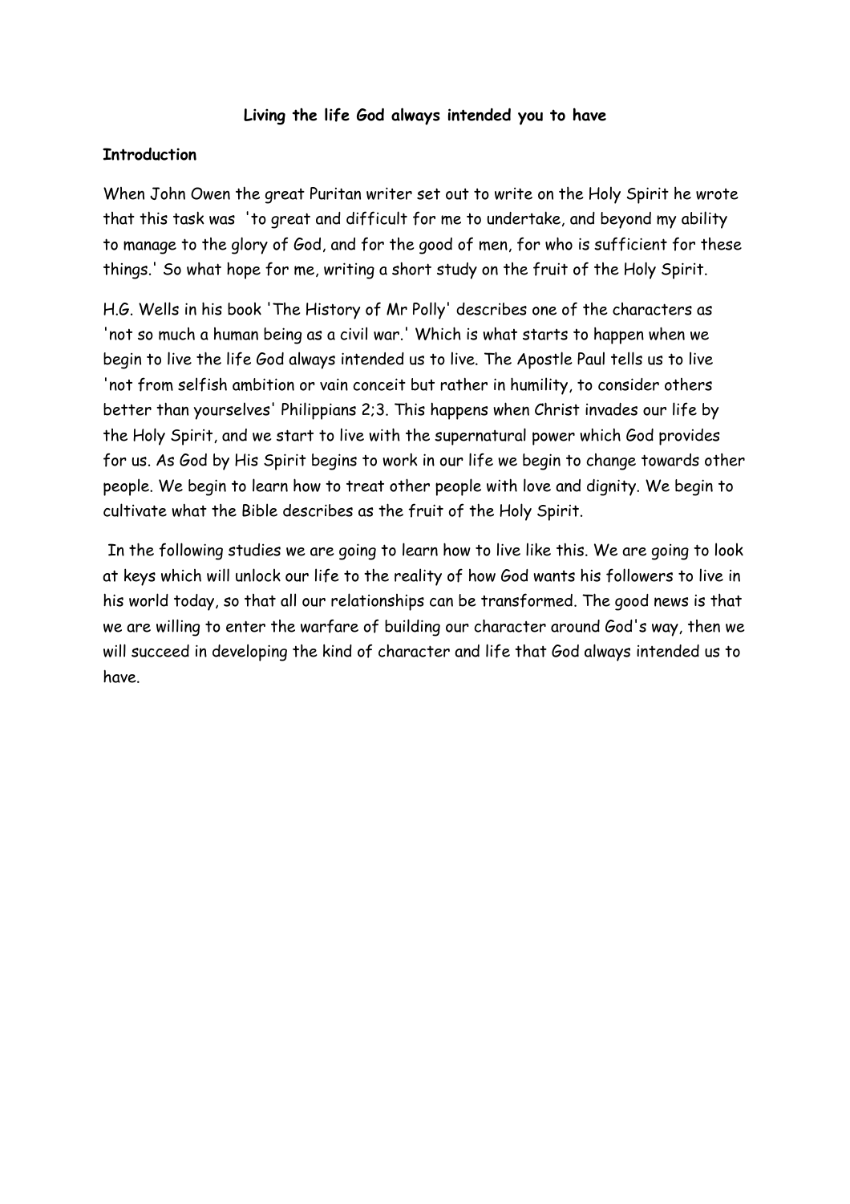**Living the life God always intended you to have**

**Introduction**

When John Owen the great Puritan writer set out to write on the Holy Spirit he wrote that this task was 'to great and difficult for me to undertake, and beyond my ability to manage to the glory of God, and for the good of men, for who is sufficient for these things.' So what hope for me, writing a short study on the fruit of the Holy Spirit.

H.G. Wells in his book 'The History of Mr Polly' describes one of the characters as 'not so much a human being as a civil war.' Which is what starts to happen when we begin to live the life God always intended us to live. The Apostle Paul tells us to live 'not from selfish ambition or vain conceit but rather in humility, to consider others better than yourselves' Philippians 2;3. This happens when Christ invades our life by the Holy Spirit, and we start to live with the supernatural power which God provides for us. As God by His Spirit begins to work in our life we begin to change towards other people. We begin to learn how to treat other people with love and dignity. We begin to cultivate what the Bible describes as the fruit of the Holy Spirit.

In the following studies we are going to learn how to live like this. We are going to look at keys which will unlock our life to the reality of how God wants his followers to live in his world today, so that all our relationships can be transformed. The good news is that we are willing to enter the warfare of building our character around God's way, then we will succeed in developing the kind of character and life that God always intended us to have.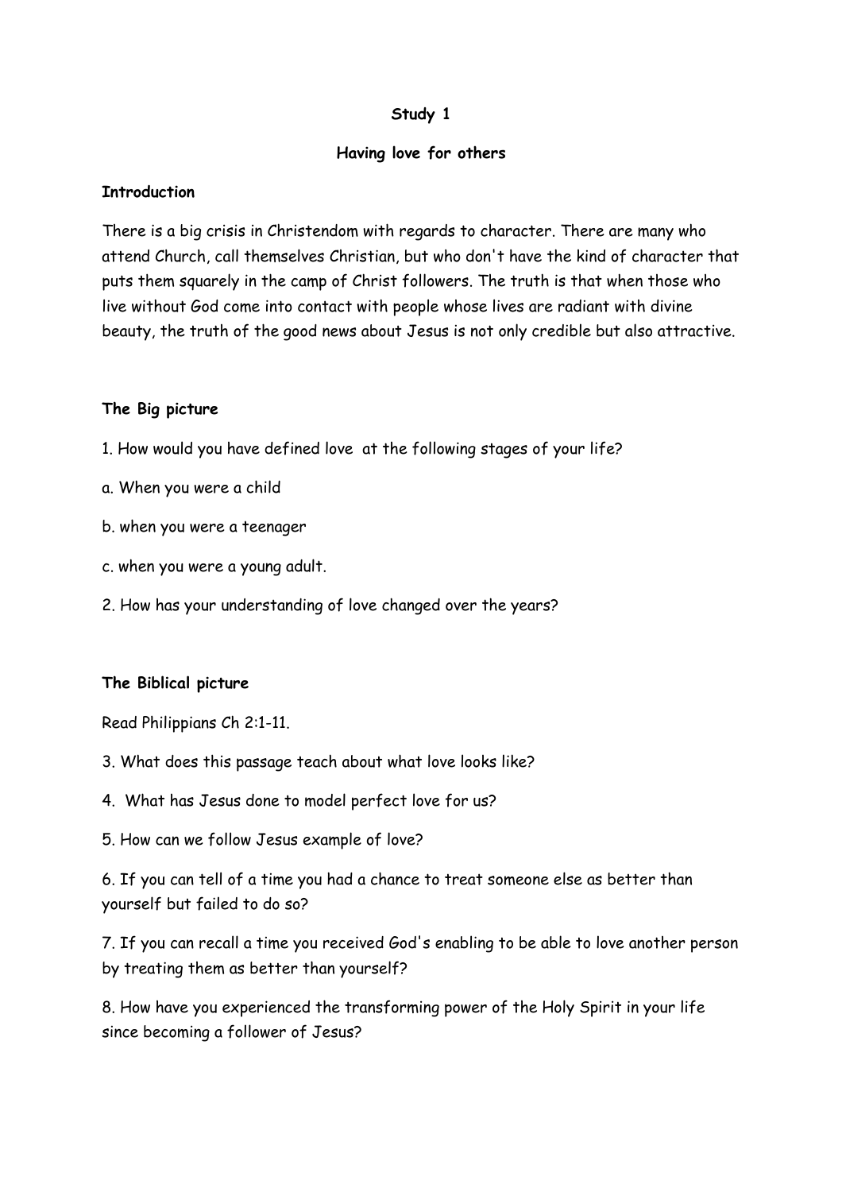**Study 1**

**Having love for others**

**Introduction**

There is a big crisis in Christendom with regards to character. There are many who attend Church, call themselves Christian, but who don't have the kind of character that puts them squarely in the camp of Christ followers. The truth is that when those who live without God come into contact with people whose lives are radiant with divine beauty, the truth of the good news about Jesus is not only credible but also attractive.

**The Big picture**

1. How would you have defined love at the following stages of your life?

a. When you were a child

b. when you were a teenager

c. when you were a young adult.

2. How has your understanding of love changed over the years?

**The Biblical picture**

Read Philippians Ch 2:1-11.

3. What does this passage teach about what love looks like?

4. What has Jesus done to model perfect love for us?

5. How can we follow Jesus example of love?

6. If you can tell of a time you had a chance to treat someone else as better than yourself but failed to do so?

7. If you can recall a time you received God's enabling to be able to love another person by treating them as better than yourself?

8. How have you experienced the transforming power of the Holy Spirit in your life since becoming a follower of Jesus?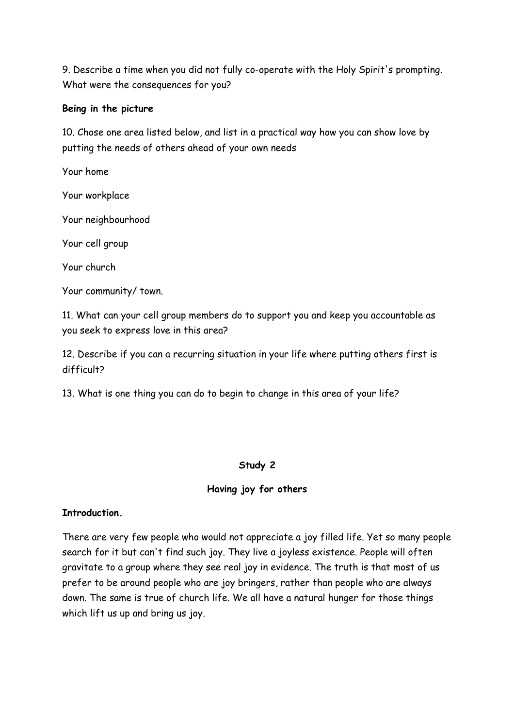9. Describe a time when you did not fully co-operate with the Holy Spirit's prompting. What were the consequences for you?

**Being in the picture**

10. Chose one area listed below, and list in a practical way how you can show love by putting the needs of others ahead of your own needs

Your home

Your workplace

Your neighbourhood

Your cell group

Your church

Your community/ town.

11. What can your cell group members do to support you and keep you accountable as you seek to express love in this area?

12. Describe if you can a recurring situation in your life where putting others first is difficult?

13. What is one thing you can do to begin to change in this area of your life?

## Study 2

### Having joy for others

**Introduction.**

There are very few people who would not appreciate a joy filled life. Yet so many people search for it but can't find such joy. They live a joyless existence. People will often gravitate to a group where they see real joy in evidence. The truth is that most of us prefer to be around people who are joy bringers, rather than people who are always down. The same is true of church life. We all have a natural hunger for those things which lift us up and bring us joy.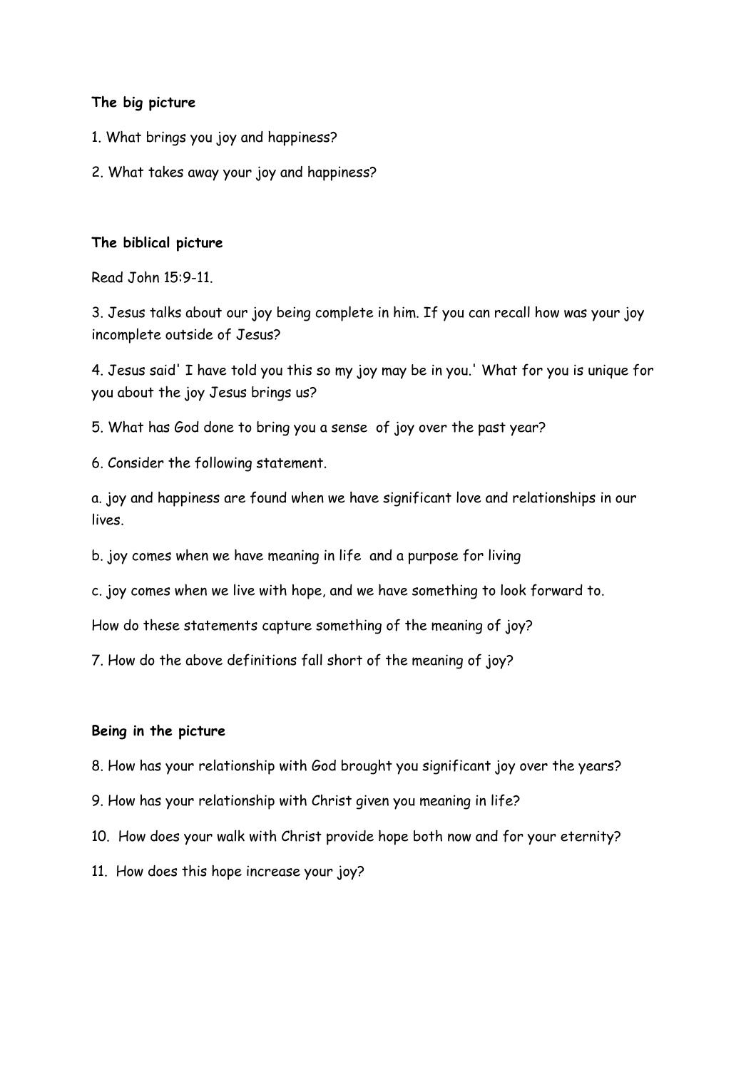**The big picture**

1. What brings you joy and happiness?

2. What takes away your joy and happiness?

**The biblical picture**

Read John 15:9-11.

3. Jesus talks about our joy being complete in him. If you can recall how was your joy incomplete outside of Jesus?

4. Jesus said' I have told you this so my joy may be in you.' What for you is unique for you about the joy Jesus brings us?

5. What has God done to bring you a sense of joy over the past year?

6. Consider the following statement.

a. joy and happiness are found when we have significant love and relationships in our lives.

b. joy comes when we have meaning in life and a purpose for living

c. joy comes when we live with hope, and we have something to look forward to.

How do these statements capture something of the meaning of joy?

7. How do the above definitions fall short of the meaning of joy?

**Being in the picture**

8. How has your relationship with God brought you significant joy over the years?

9. How has your relationship with Christ given you meaning in life?

10. How does your walk with Christ provide hope both now and for your eternity?

11. How does this hope increase your joy?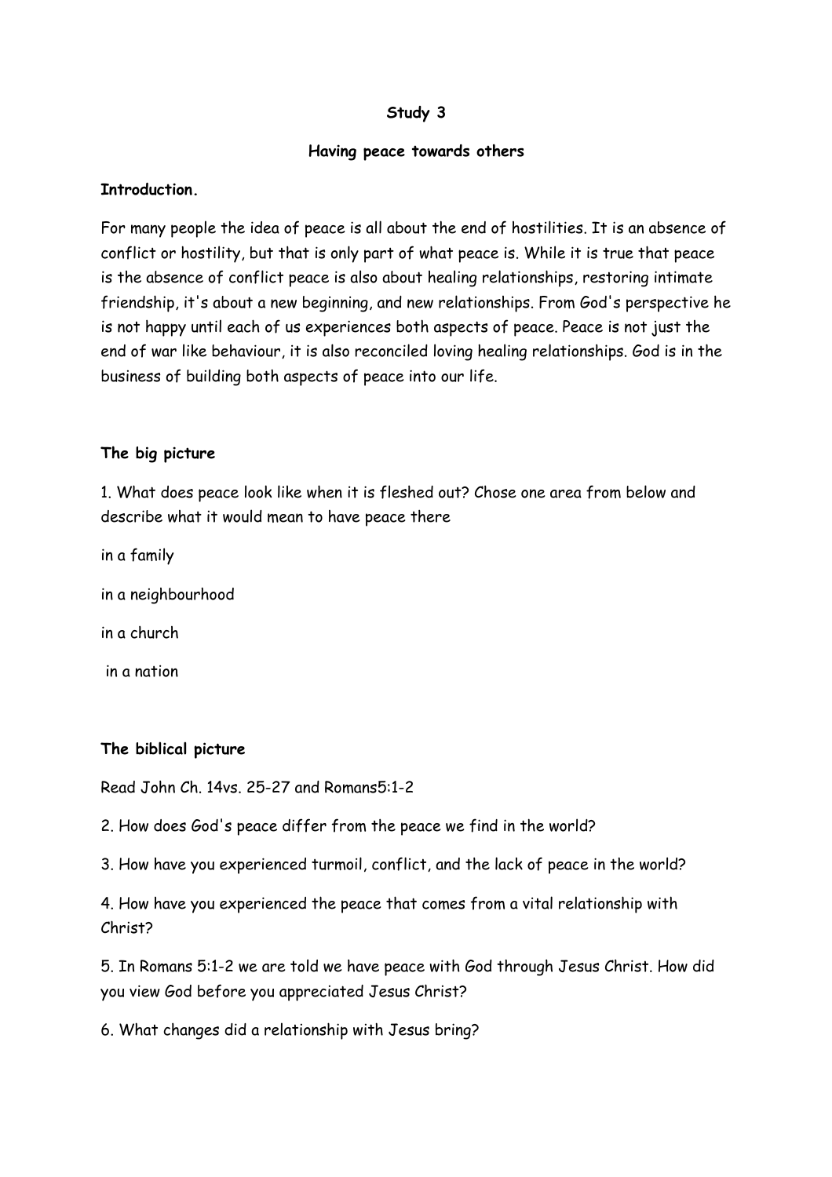**Study 3**

**Having peace towards others**

**Introduction.**

For many people the idea of peace is all about the end of hostilities. It is an absence of conflict or hostility, but that is only part of what peace is. While it is true that peace is the absence of conflict peace is also about healing relationships, restoring intimate friendship, it's about a new beginning, and new relationships. From God's perspective he is not happy until each of us experiences both aspects of peace. Peace is not just the end of war like behaviour, it is also reconciled loving healing relationships. God is in the business of building both aspects of peace into our life.

**The big picture**

1. What does peace look like when it is fleshed out? Chose one area from below and describe what it would mean to have peace there

in a family

in a neighbourhood

in a church

in a nation

**The biblical picture**

Read John Ch. 14vs. 25-27 and Romans5:1-2

2. How does God's peace differ from the peace we find in the world?

3. How have you experienced turmoil, conflict, and the lack of peace in the world?

4. How have you experienced the peace that comes from a vital relationship with Christ?

5. In Romans 5:1-2 we are told we have peace with God through Jesus Christ. How did you view God before you appreciated Jesus Christ?

6. What changes did a relationship with Jesus bring?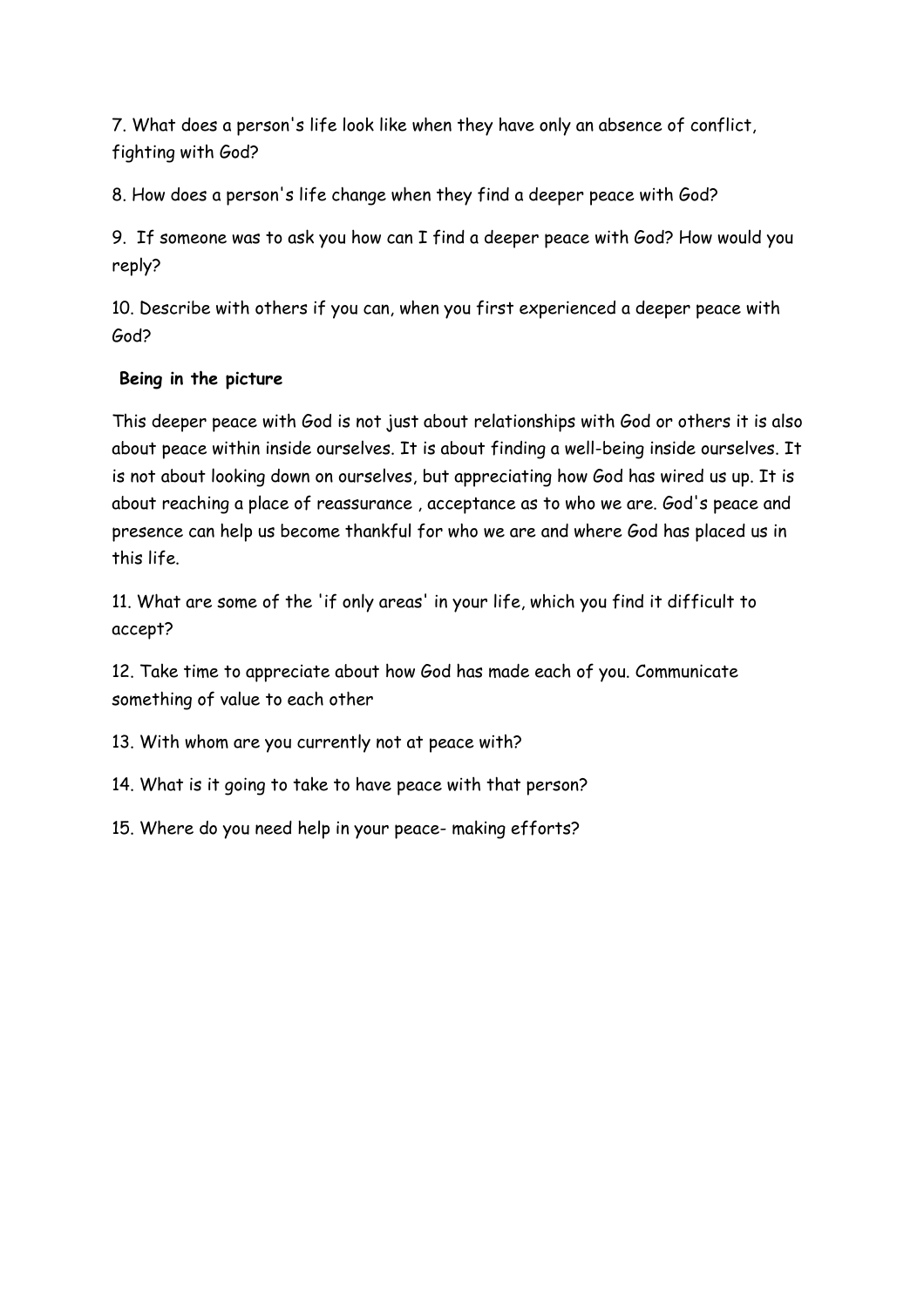7. What does a person's life look like when they have only an absence of conflict, fighting with God?

8. How does a person's life change when they find a deeper peace with God?

9. If someone was to ask you how can I find a deeper peace with God? How would you reply?

10. Describe with others if you can, when you first experienced a deeper peace with God?

**Being in the picture**

This deeper peace with God is not just about relationships with God or others it is also about peace within inside ourselves. It is about finding a well-being inside ourselves. It is not about looking down on ourselves, but appreciating how God has wired us up. It is about reaching a place of reassurance , acceptance as to who we are. God's peace and presence can help us become thankful for who we are and where God has placed us in this life.

11. What are some of the 'if only areas' in your life, which you find it difficult to accept?

12. Take time to appreciate about how God has made each of you. Communicate something of value to each other

13. With whom are you currently not at peace with?

14. What is it going to take to have peace with that person?

15. Where do you need help in your peace- making efforts?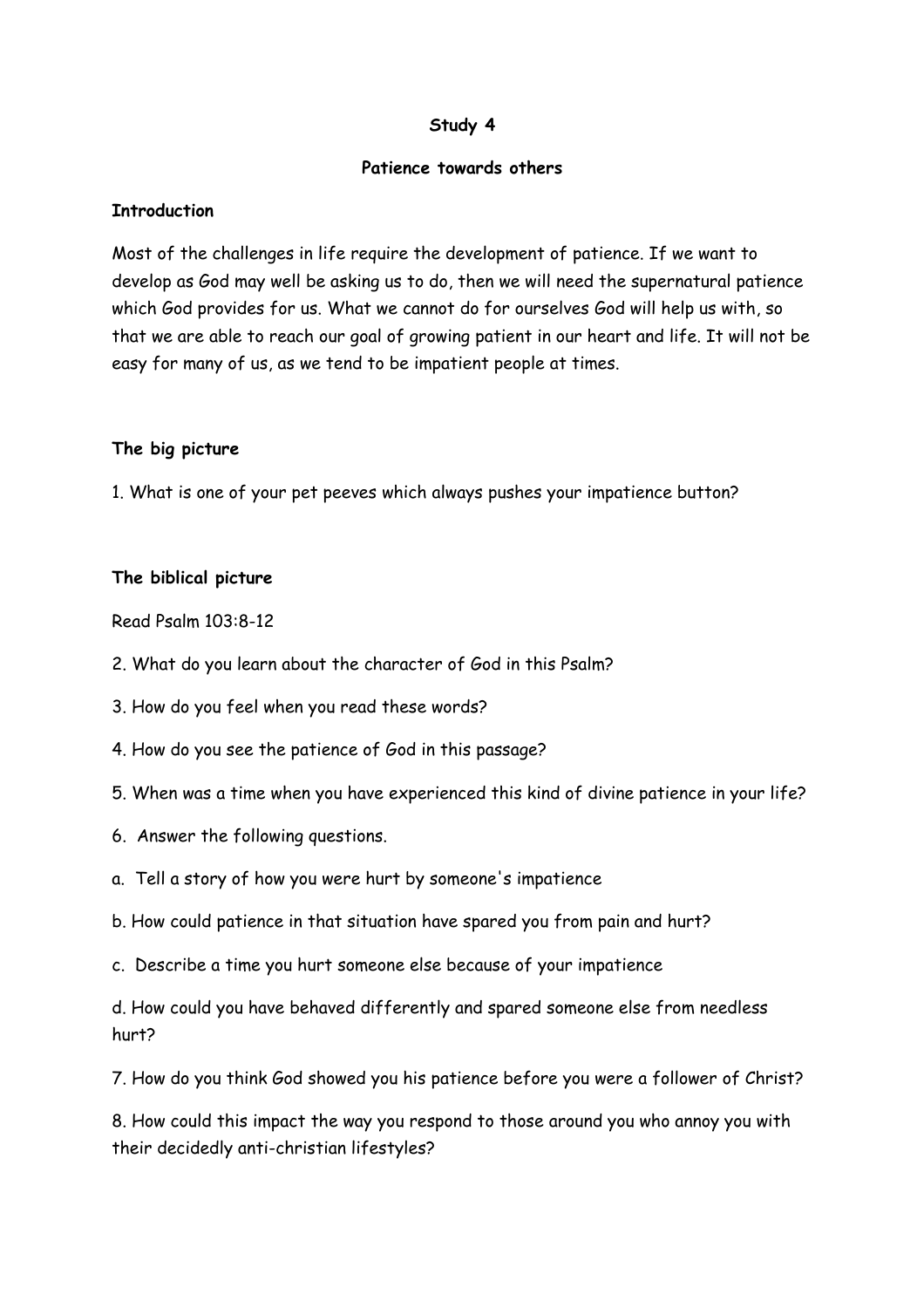**Study 4**

**Patience towards others**

**Introduction**

Most of the challenges in life require the development of patience. If we want to develop as God may well be asking us to do, then we will need the supernatural patience which God provides for us. What we cannot do for ourselves God will help us with, so that we are able to reach our goal of growing patient in our heart and life. It will not be easy for many of us, as we tend to be impatient people at times.

**The big picture**

1. What is one of your pet peeves which always pushes your impatience button?

**The biblical picture**

Read Psalm 103:8-12

2. What do you learn about the character of God in this Psalm?

3. How do you feel when you read these words?

4. How do you see the patience of God in this passage?

5. When was a time when you have experienced this kind of divine patience in your life?

6. Answer the following questions.

a. Tell a story of how you were hurt by someone's impatience

b. How could patience in that situation have spared you from pain and hurt?

c. Describe a time you hurt someone else because of your impatience

d. How could you have behaved differently and spared someone else from needless hurt?

7. How do you think God showed you his patience before you were a follower of Christ?

8. How could this impact the way you respond to those around you who annoy you with their decidedly anti-christian lifestyles?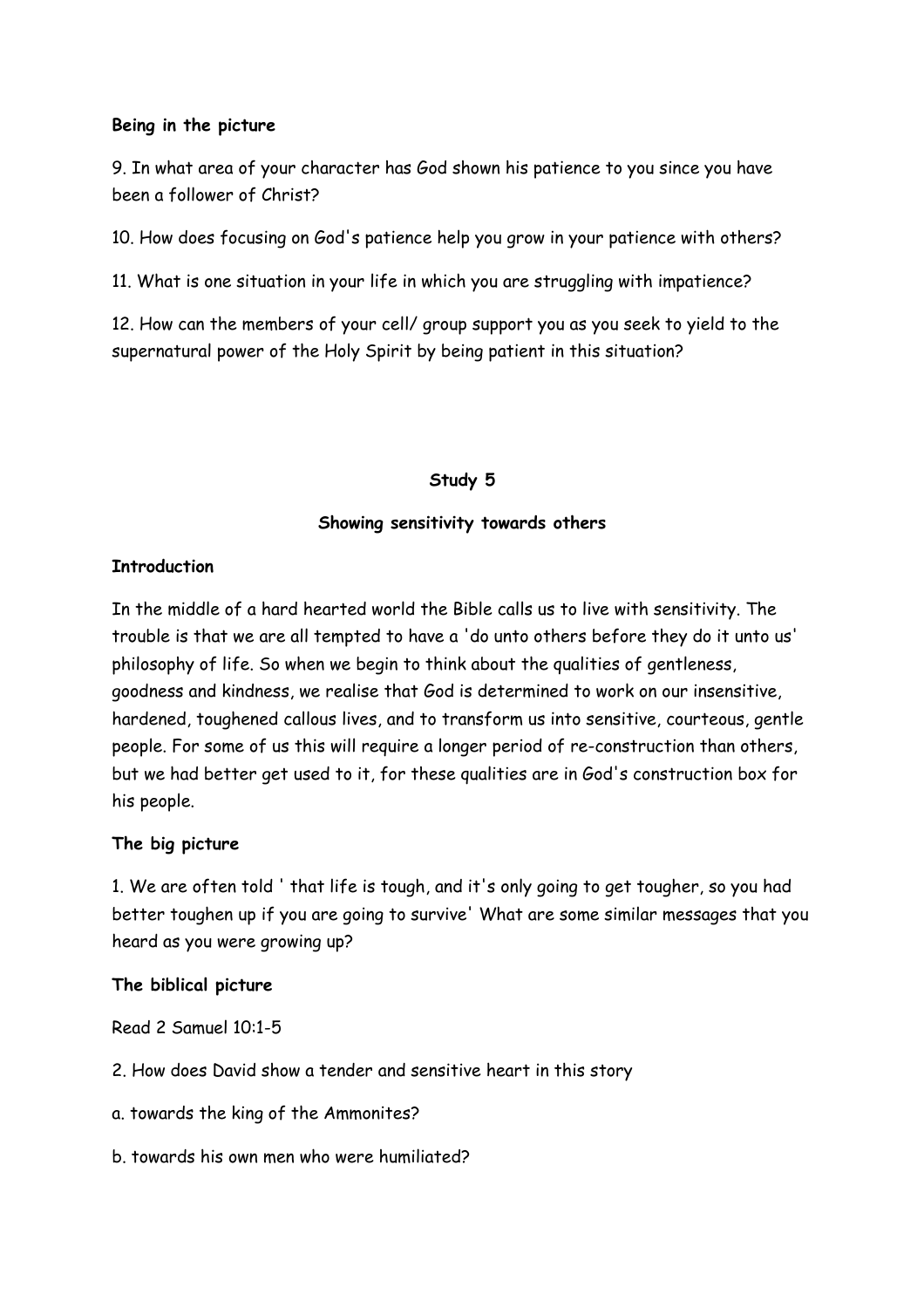**Being in the picture**

9. In what area of your character has God shown his patience to you since you have been a follower of Christ?

10. How does focusing on God's patience help you grow in your patience with others?

11. What is one situation in your life in which you are struggling with impatience?

12. How can the members of your cell/ group support you as you seek to yield to the supernatural power of the Holy Spirit by being patient in this situation?

## Study 5

### Showing sensitivity towards others

**Introduction**

In the middle of a hard hearted world the Bible calls us to live with sensitivity. The trouble is that we are all tempted to have a 'do unto others before they do it unto us' philosophy of life. So when we begin to think about the qualities of gentleness, goodness and kindness, we realise that God is determined to work on our insensitive, hardened, toughened callous lives, and to transform us into sensitive, courteous, gentle people. For some of us this will require a longer period of re-construction than others, but we had better get used to it, for these qualities are in God's construction box for his people.

**The big picture**

1. We are often told ' that life is tough, and it's only going to get tougher, so you had better toughen up if you are going to survive' What are some similar messages that you heard as you were growing up?

**The biblical picture**

Read 2 Samuel 10:1-5

2. How does David show a tender and sensitive heart in this story

a. towards the king of the Ammonites?

b. towards his own men who were humiliated?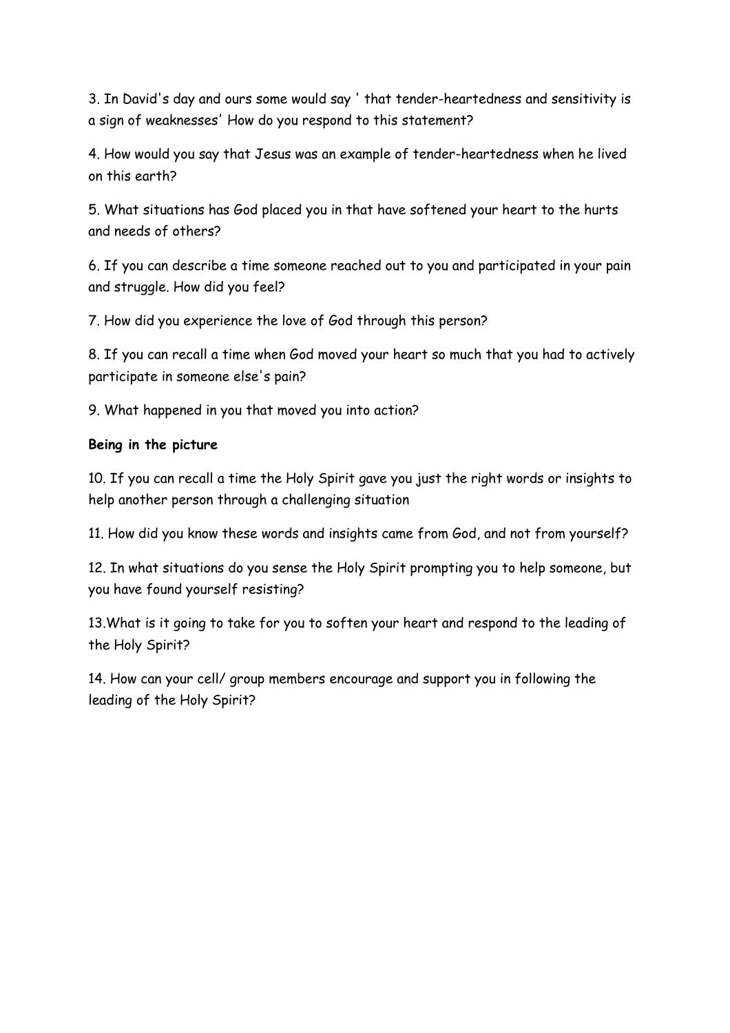3. In David's day and ours some would say ' that tender-heartedness and sensitivity is a sign of weaknesses' How do you respond to this statement?

4. How would you say that Jesus was an example of tender-heartedness when he lived on this earth?

5. What situations has God placed you in that have softened your heart to the hurts and needs of others?

6. If you can describe a time someone reached out to you and participated in your pain and struggle. How did you feel?

7. How did you experience the love of God through this person?

8. If you can recall a time when God moved your heart so much that you had to actively participate in someone else's pain?

9. What happened in you that moved you into action?

**Being in the picture**

10. If you can recall a time the Holy Spirit gave you just the right words or insights to help another person through a challenging situation

11. How did you know these words and insights came from God, and not from yourself?

12. In what situations do you sense the Holy Spirit prompting you to help someone, but you have found yourself resisting?

13.What is it going to take for you to soften your heart and respond to the leading of the Holy Spirit?

14. How can your cell/ group members encourage and support you in following the leading of the Holy Spirit?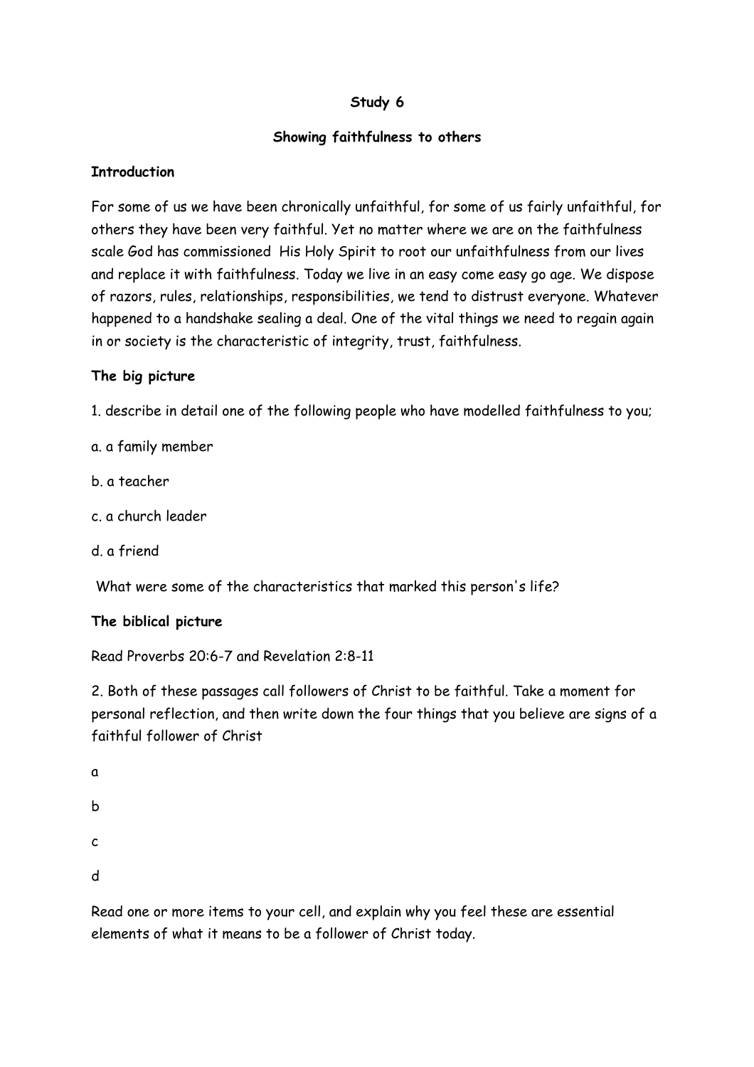**Study 6**

**Showing faithfulness to others**

**Introduction**

For some of us we have been chronically unfaithful, for some of us fairly unfaithful, for others they have been very faithful. Yet no matter where we are on the faithfulness scale God has commissioned His Holy Spirit to root our unfaithfulness from our lives and replace it with faithfulness. Today we live in an easy come easy go age. We dispose of razors, rules, relationships, responsibilities, we tend to distrust everyone. Whatever happened to a handshake sealing a deal. One of the vital things we need to regain again in or society is the characteristic of integrity, trust, faithfulness.

**The big picture**

1. describe in detail one of the following people who have modelled faithfulness to you;

a. a family member

b. a teacher

c. a church leader

d. a friend

What were some of the characteristics that marked this person's life?

**The biblical picture**

Read Proverbs 20:6-7 and Revelation 2:8-11

2. Both of these passages call followers of Christ to be faithful. Take a moment for personal reflection, and then write down the four things that you believe are signs of a faithful follower of Christ

a

b

c

d

Read one or more items to your cell, and explain why you feel these are essential elements of what it means to be a follower of Christ today.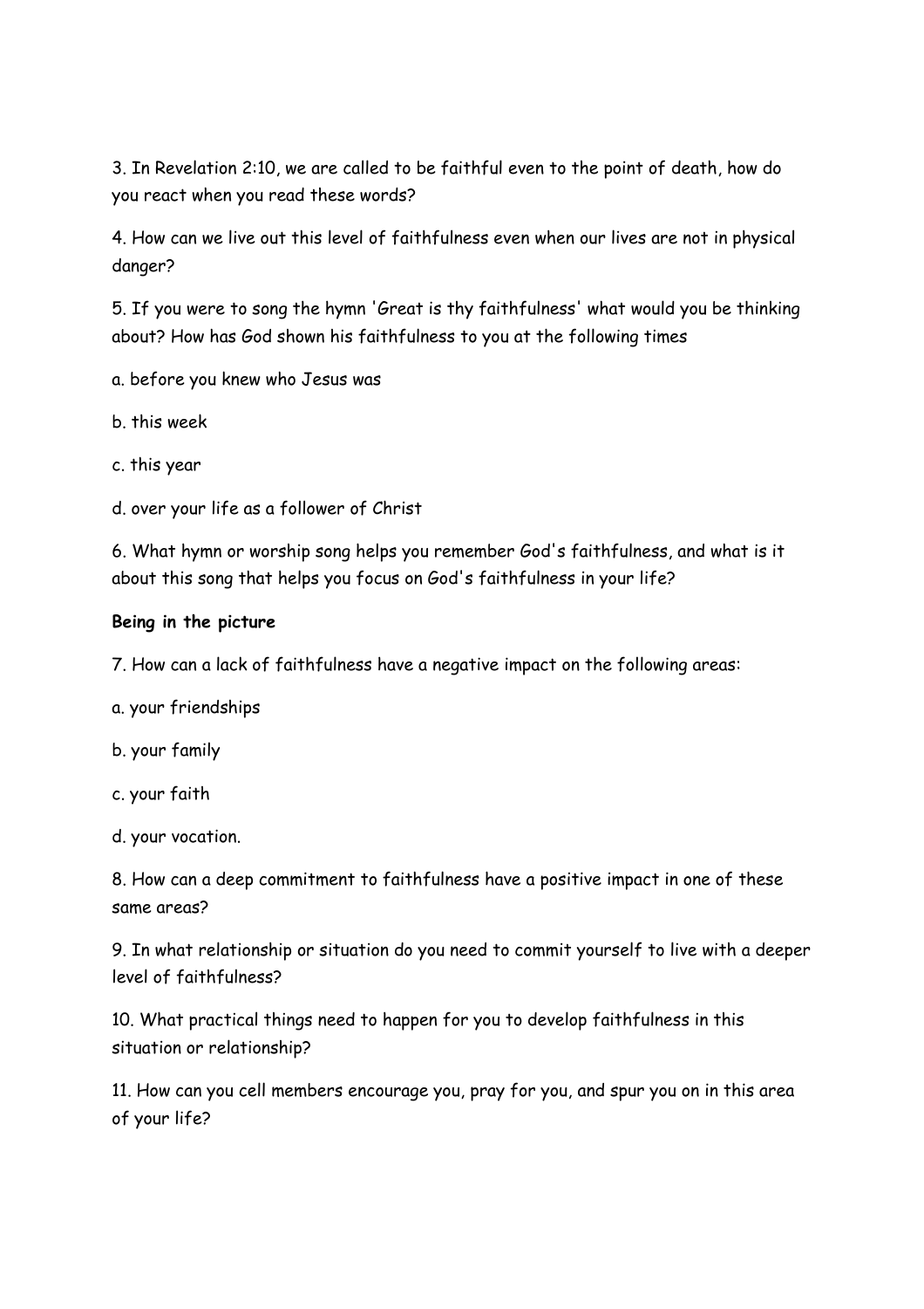3. In Revelation 2:10, we are called to be faithful even to the point of death, how do you react when you read these words?

4. How can we live out this level of faithfulness even when our lives are not in physical danger?

5. If you were to song the hymn 'Great is thy faithfulness' what would you be thinking about? How has God shown his faithfulness to you at the following times

a. before you knew who Jesus was

b. this week

c. this year

d. over your life as a follower of Christ

6. What hymn or worship song helps you remember God's faithfulness, and what is it about this song that helps you focus on God's faithfulness in your life?

**Being in the picture**

7. How can a lack of faithfulness have a negative impact on the following areas:

a. your friendships

b. your family

c. your faith

d. your vocation.

8. How can a deep commitment to faithfulness have a positive impact in one of these same areas?

9. In what relationship or situation do you need to commit yourself to live with a deeper level of faithfulness?

10. What practical things need to happen for you to develop faithfulness in this situation or relationship?

11. How can you cell members encourage you, pray for you, and spur you on in this area of your life?